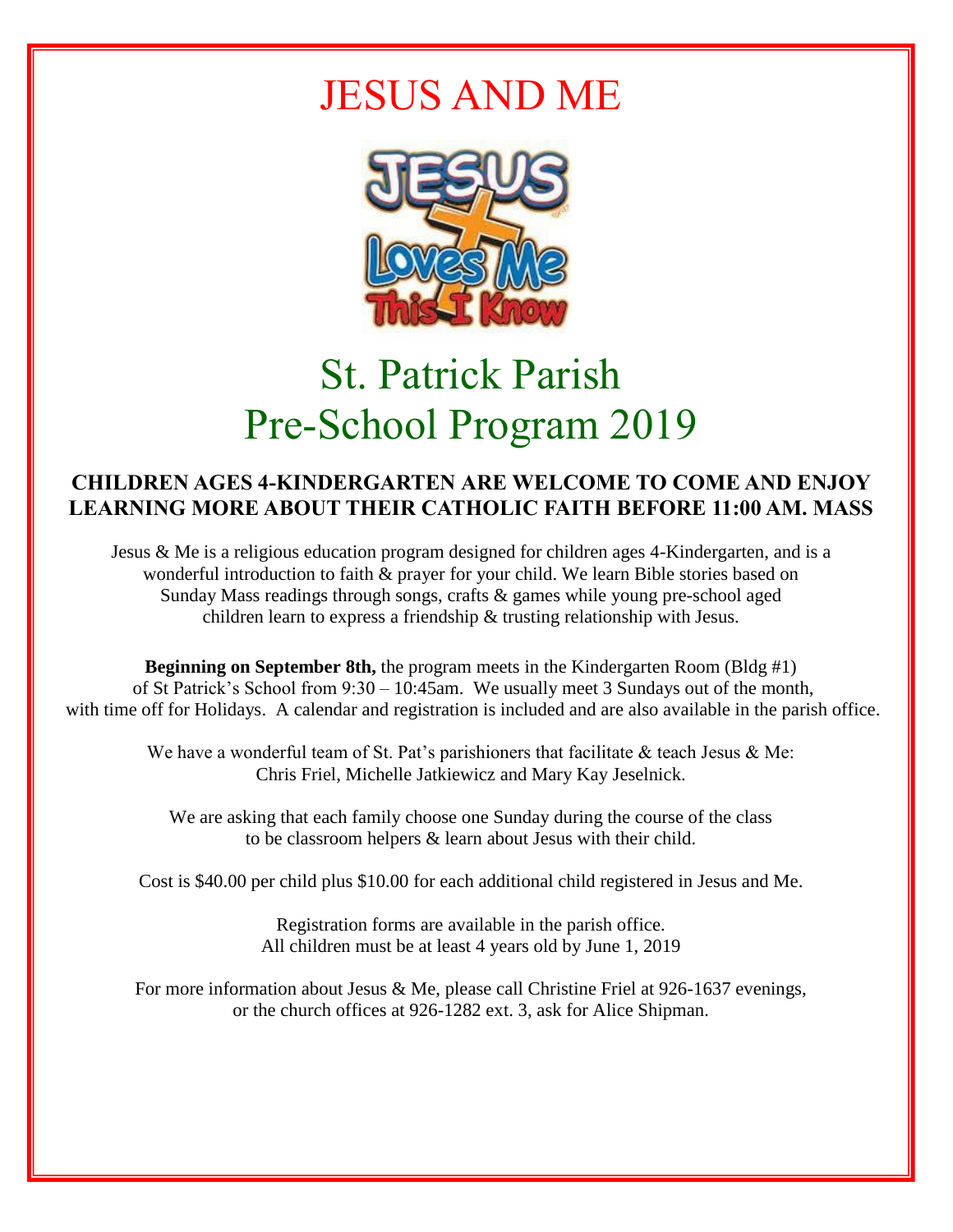# JESUS AND ME

# St. Patrick Parish
# Pre-School Program 2019

**CHILDREN AGES 4-KINDERGARTEN ARE WELCOME TO COME AND ENJOY LEARNING MORE ABOUT THEIR CATHOLIC FAITH BEFORE 11:00 AM. MASS**

Jesus & Me is a religious education program designed for children ages 4-Kindergarten, and is a wonderful introduction to faith & prayer for your child. We learn Bible stories based on Sunday Mass readings through songs, crafts & games while young pre-school aged children learn to express a friendship & trusting relationship with Jesus.

**Beginning on September 8th,** the program meets in the Kindergarten Room (Bldg #1) of St Patrick's School from 9:30 – 10:45am. We usually meet 3 Sundays out of the month, with time off for Holidays. A calendar and registration is included and are also available in the parish office.

We have a wonderful team of St. Pat's parishioners that facilitate & teach Jesus & Me: Chris Friel, Michelle Jatkiewicz and Mary Kay Jeselnick.

We are asking that each family choose one Sunday during the course of the class to be classroom helpers & learn about Jesus with their child.

Cost is $40.00 per child plus $10.00 for each additional child registered in Jesus and Me.

Registration forms are available in the parish office.
All children must be at least 4 years old by June 1, 2019

For more information about Jesus & Me, please call Christine Friel at 926-1637 evenings, or the church offices at 926-1282 ext. 3, ask for Alice Shipman.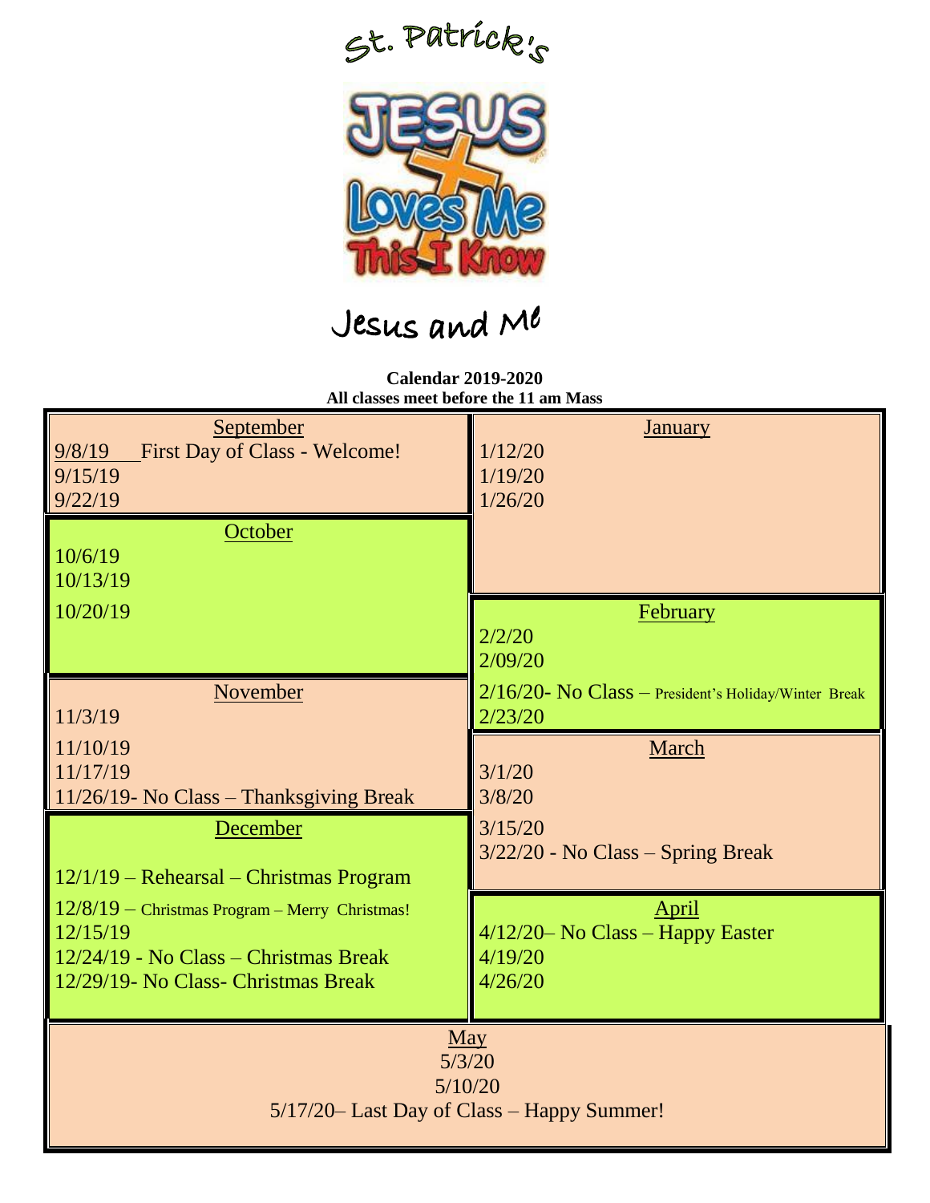# St. Patrick's

Jesus Loves Me This I Know

# Jesus and Me

**Calendar 2019-2020**
**All classes meet before the 11 am Mass**

## September

9/8/19 First Day of Class - Welcome!
9/15/19
9/22/19

## October

10/6/19
10/13/19
10/20/19

## November

11/3/19
11/10/19
11/17/19
11/26/19- No Class – Thanksgiving Break

## December

12/1/19 – Rehearsal – Christmas Program
12/8/19 – Christmas Program – Merry Christmas!
12/15/19
12/24/19 - No Class – Christmas Break
12/29/19- No Class- Christmas Break

## January

1/12/20
1/19/20
1/26/20

## February

2/2/20
2/09/20
2/16/20- No Class – President's Holiday/Winter Break
2/23/20

## March

3/1/20
3/8/20
3/15/20
3/22/20 - No Class – Spring Break

## April

4/12/20– No Class – Happy Easter
4/19/20
4/26/20

## May

5/3/20
5/10/20
5/17/20– Last Day of Class – Happy Summer!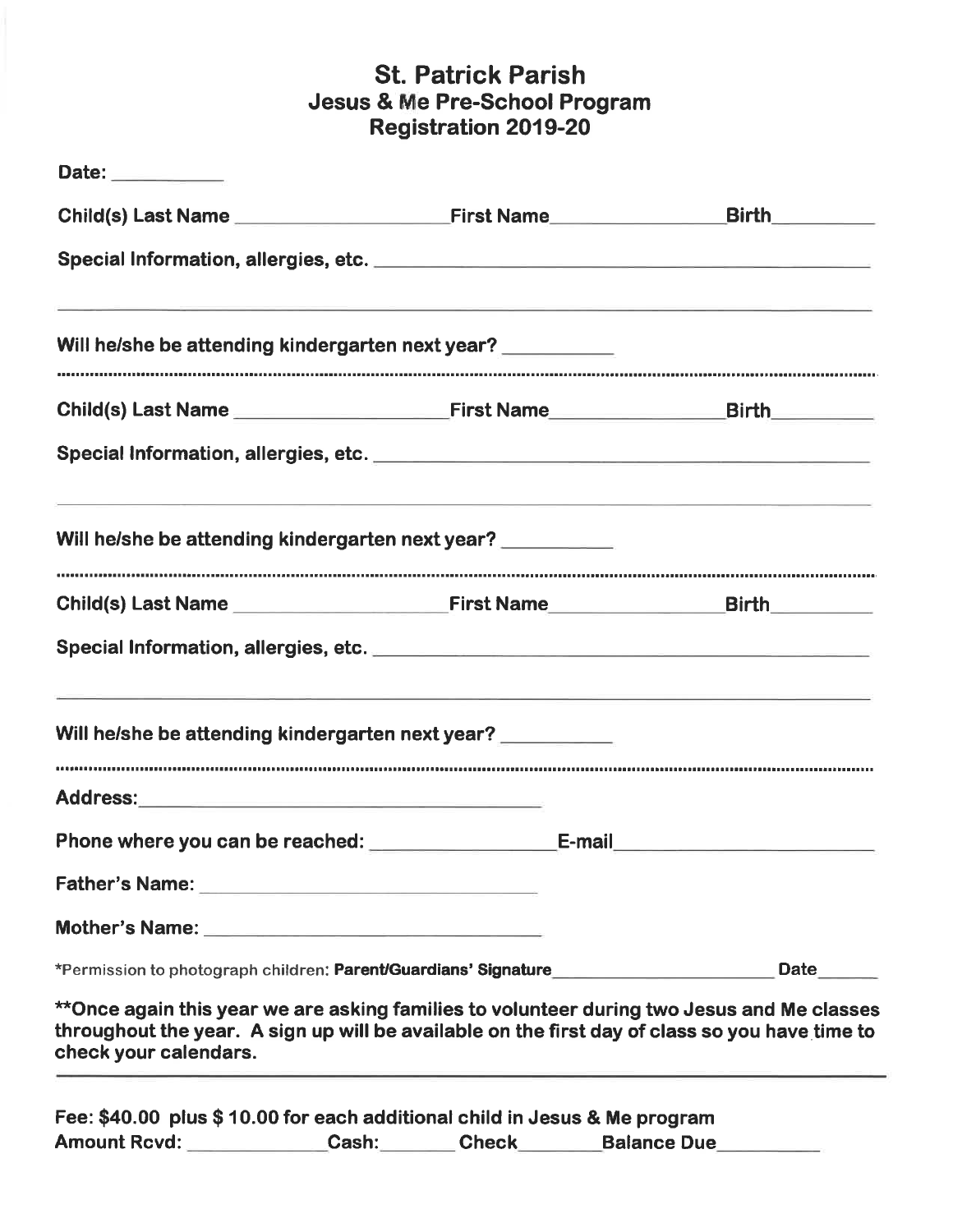# St. Patrick Parish
## Jesus & Me Pre-School Program
## Registration 2019-20

**Date:** ___________

**Child(s) Last Name** ____________________ **First Name** ________________ **Birth** _________

**Special Information, allergies, etc.** ________________________________________________

_____________________________________________________________________________

**Will he/she be attending kindergarten next year?** __________

---

**Child(s) Last Name** ____________________ **First Name** ________________ **Birth** _________

**Special Information, allergies, etc.** ________________________________________________

_____________________________________________________________________________

**Will he/she be attending kindergarten next year?** __________

---

**Child(s) Last Name** ____________________ **First Name** ________________ **Birth** _________

**Special Information, allergies, etc.** ________________________________________________

_____________________________________________________________________________

**Will he/she be attending kindergarten next year?** __________

---

**Address:** ________________________________________

**Phone where you can be reached:** _________________ **E-mail** ________________________

**Father's Name:** ________________________________

**Mother's Name:** ________________________________

*Permission to photograph children: **Parent/Guardians' Signature** ______________________ **Date** ______

**\*\*Once again this year we are asking families to volunteer during two Jesus and Me classes throughout the year. A sign up will be available on the first day of class so you have time to check your calendars.**

---

**Fee: $40.00 plus $ 10.00 for each additional child in Jesus & Me program**

**Amount Rcvd:** _____________ **Cash:** _______ **Check** ________ **Balance Due** _________